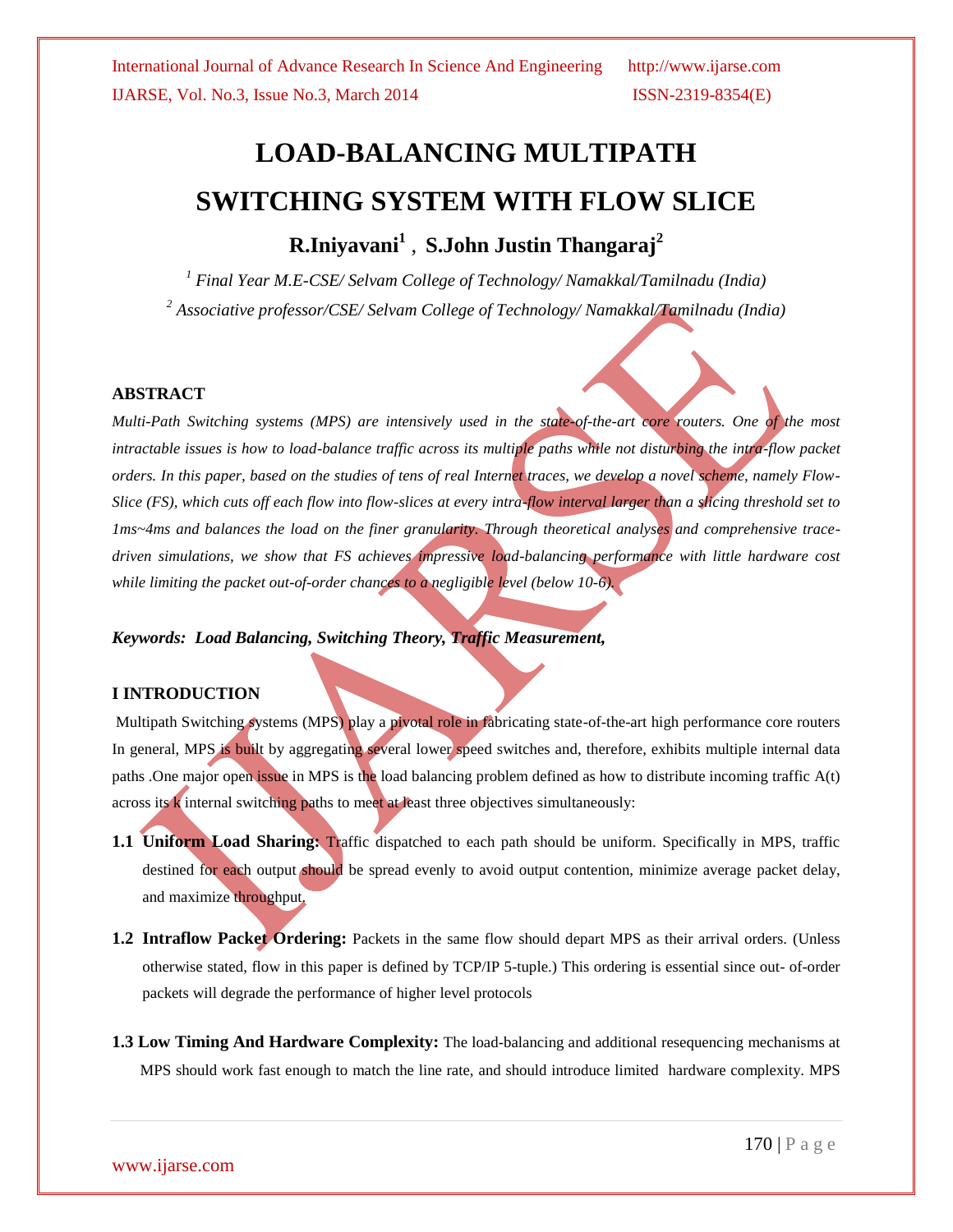# LOAD-BALANCING MULTIPATH SWITCHING SYSTEM WITH FLOW SLICE

**R.Iniyavani[1] , S.John Justin Thangaraj[2]**

*[1] Final Year M.E-CSE/ Selvam College of Technology/ Namakkal/Tamilnadu (India)*

*[2] Associative professor/CSE/ Selvam College of Technology/ Namakkal/Tamilnadu (India)*

## ABSTRACT

*Multi-Path Switching systems (MPS) are intensively used in the state-of-the-art core routers. One of the most intractable issues is how to load-balance traffic across its multiple paths while not disturbing the intra-flow packet orders. In this paper, based on the studies of tens of real Internet traces, we develop a novel scheme, namely Flow-Slice (FS), which cuts off each flow into flow-slices at every intra-flow interval larger than a slicing threshold set to 1ms~4ms and balances the load on the finer granularity. Through theoretical analyses and comprehensive trace-driven simulations, we show that FS achieves impressive load-balancing performance with little hardware cost while limiting the packet out-of-order chances to a negligible level (below 10-6).*

***Keywords: Load Balancing, Switching Theory, Traffic Measurement,***

## I INTRODUCTION

Multipath Switching systems (MPS) play a pivotal role in fabricating state-of-the-art high performance core routers In general, MPS is built by aggregating several lower speed switches and, therefore, exhibits multiple internal data paths .One major open issue in MPS is the load balancing problem defined as how to distribute incoming traffic A(t) across its k internal switching paths to meet at least three objectives simultaneously:

**1.1 Uniform Load Sharing:** Traffic dispatched to each path should be uniform. Specifically in MPS, traffic destined for each output should be spread evenly to avoid output contention, minimize average packet delay, and maximize throughput.

**1.2 Intraflow Packet Ordering:** Packets in the same flow should depart MPS as their arrival orders. (Unless otherwise stated, flow in this paper is defined by TCP/IP 5-tuple.) This ordering is essential since out- of-order packets will degrade the performance of higher level protocols

**1.3 Low Timing And Hardware Complexity:** The load-balancing and additional resequencing mechanisms at MPS should work fast enough to match the line rate, and should introduce limited hardware complexity. MPS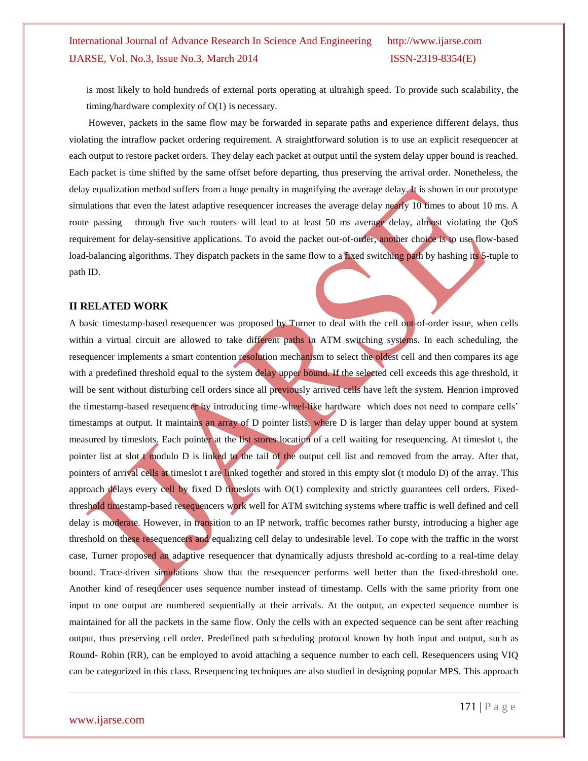is most likely to hold hundreds of external ports operating at ultrahigh speed. To provide such scalability, the timing/hardware complexity of O(1) is necessary.

However, packets in the same flow may be forwarded in separate paths and experience different delays, thus violating the intraflow packet ordering requirement. A straightforward solution is to use an explicit resequencer at each output to restore packet orders. They delay each packet at output until the system delay upper bound is reached. Each packet is time shifted by the same offset before departing, thus preserving the arrival order. Nonetheless, the delay equalization method suffers from a huge penalty in magnifying the average delay. It is shown in our prototype simulations that even the latest adaptive resequencer increases the average delay nearly 10 times to about 10 ms. A route passing through five such routers will lead to at least 50 ms average delay, almost violating the QoS requirement for delay-sensitive applications. To avoid the packet out-of-order, another choice is to use flow-based load-balancing algorithms. They dispatch packets in the same flow to a fixed switching path by hashing its 5-tuple to path ID.

## II RELATED WORK

A basic timestamp-based resequencer was proposed by Turner to deal with the cell out-of-order issue, when cells within a virtual circuit are allowed to take different paths in ATM switching systems. In each scheduling, the resequencer implements a smart contention resolution mechanism to select the oldest cell and then compares its age with a predefined threshold equal to the system delay upper bound. If the selected cell exceeds this age threshold, it will be sent without disturbing cell orders since all previously arrived cells have left the system. Henrion improved the timestamp-based resequencer by introducing time-wheel-like hardware which does not need to compare cells' timestamps at output. It maintains an array of D pointer lists, where D is larger than delay upper bound at system measured by timeslots. Each pointer at the list stores location of a cell waiting for resequencing. At timeslot t, the pointer list at slot t modulo D is linked to the tail of the output cell list and removed from the array. After that, pointers of arrival cells at timeslot t are linked together and stored in this empty slot (t modulo D) of the array. This approach delays every cell by fixed D timeslots with O(1) complexity and strictly guarantees cell orders. Fixed-threshold timestamp-based resequencers work well for ATM switching systems where traffic is well defined and cell delay is moderate. However, in transition to an IP network, traffic becomes rather bursty, introducing a higher age threshold on these resequencers and equalizing cell delay to undesirable level. To cope with the traffic in the worst case, Turner proposed an adaptive resequencer that dynamically adjusts threshold ac-cording to a real-time delay bound. Trace-driven simulations show that the resequencer performs well better than the fixed-threshold one. Another kind of resequencer uses sequence number instead of timestamp. Cells with the same priority from one input to one output are numbered sequentially at their arrivals. At the output, an expected sequence number is maintained for all the packets in the same flow. Only the cells with an expected sequence can be sent after reaching output, thus preserving cell order. Predefined path scheduling protocol known by both input and output, such as Round- Robin (RR), can be employed to avoid attaching a sequence number to each cell. Resequencers using VIQ can be categorized in this class. Resequencing techniques are also studied in designing popular MPS. This approach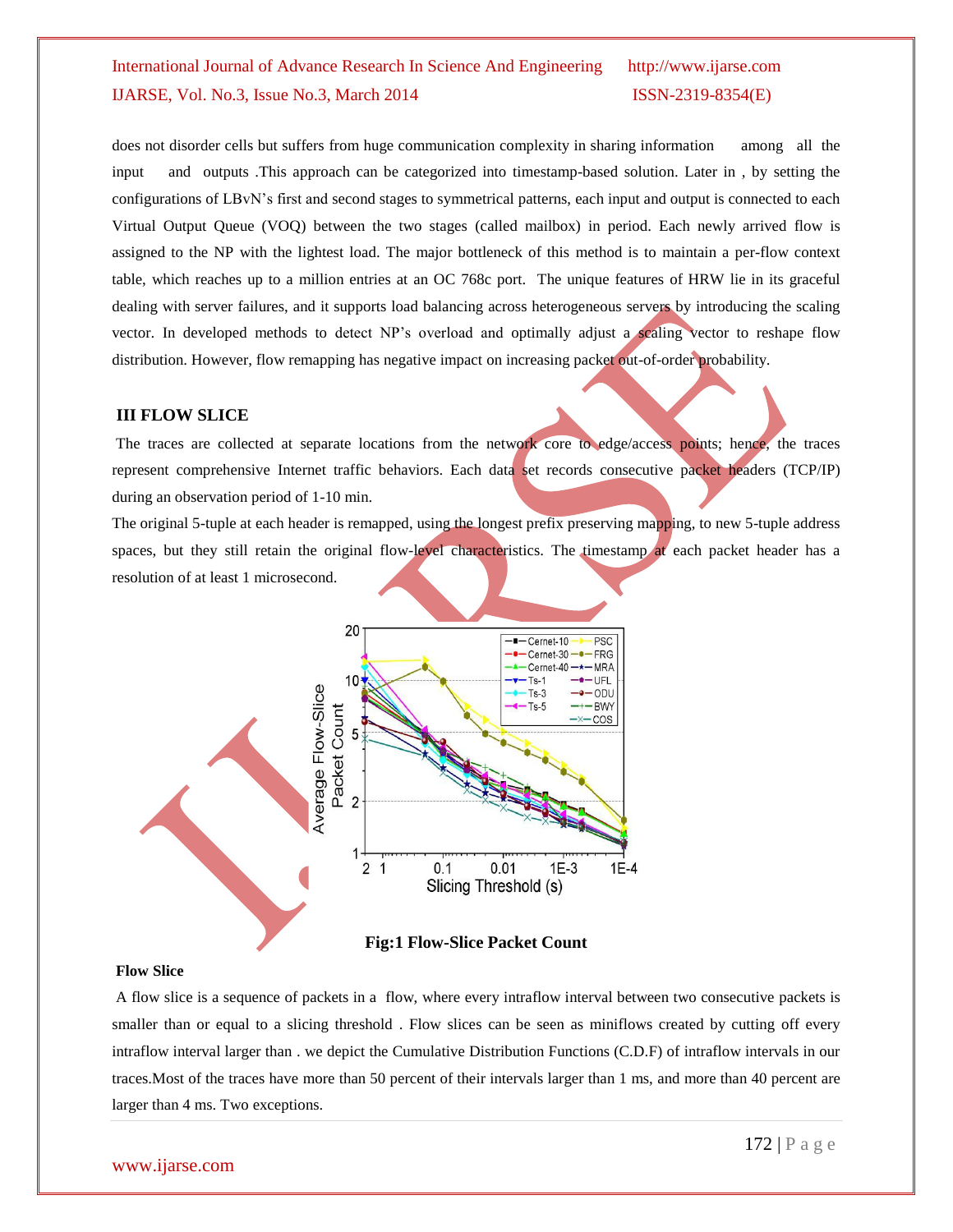does not disorder cells but suffers from huge communication complexity in sharing information among all the input and outputs .This approach can be categorized into timestamp-based solution. Later in , by setting the configurations of LBvN's first and second stages to symmetrical patterns, each input and output is connected to each Virtual Output Queue (VOQ) between the two stages (called mailbox) in period. Each newly arrived flow is assigned to the NP with the lightest load. The major bottleneck of this method is to maintain a per-flow context table, which reaches up to a million entries at an OC 768c port. The unique features of HRW lie in its graceful dealing with server failures, and it supports load balancing across heterogeneous servers by introducing the scaling vector. In developed methods to detect NP's overload and optimally adjust a scaling vector to reshape flow distribution. However, flow remapping has negative impact on increasing packet out-of-order probability.

## III FLOW SLICE

The traces are collected at separate locations from the network core to edge/access points; hence, the traces represent comprehensive Internet traffic behaviors. Each data set records consecutive packet headers (TCP/IP) during an observation period of 1-10 min.

The original 5-tuple at each header is remapped, using the longest prefix preserving mapping, to new 5-tuple address spaces, but they still retain the original flow-level characteristics. The timestamp at each packet header has a resolution of at least 1 microsecond.

Average Flow-Slice Packet Count
20
10
5
2
1
2 1 0.1 0.01 1E-3 1E-4
Slicing Threshold (s)
Cernet-10 PSC
Cernet-30 FRG
Cernet-40 MRA
Ts-1 UFL
Ts-3 ODU
Ts-5 BWY
COS

**Fig:1 Flow-Slice Packet Count**

**Flow Slice**

A flow slice is a sequence of packets in a flow, where every intraflow interval between two consecutive packets is smaller than or equal to a slicing threshold . Flow slices can be seen as miniflows created by cutting off every intraflow interval larger than . we depict the Cumulative Distribution Functions (C.D.F) of intraflow intervals in our traces.Most of the traces have more than 50 percent of their intervals larger than 1 ms, and more than 40 percent are larger than 4 ms. Two exceptions.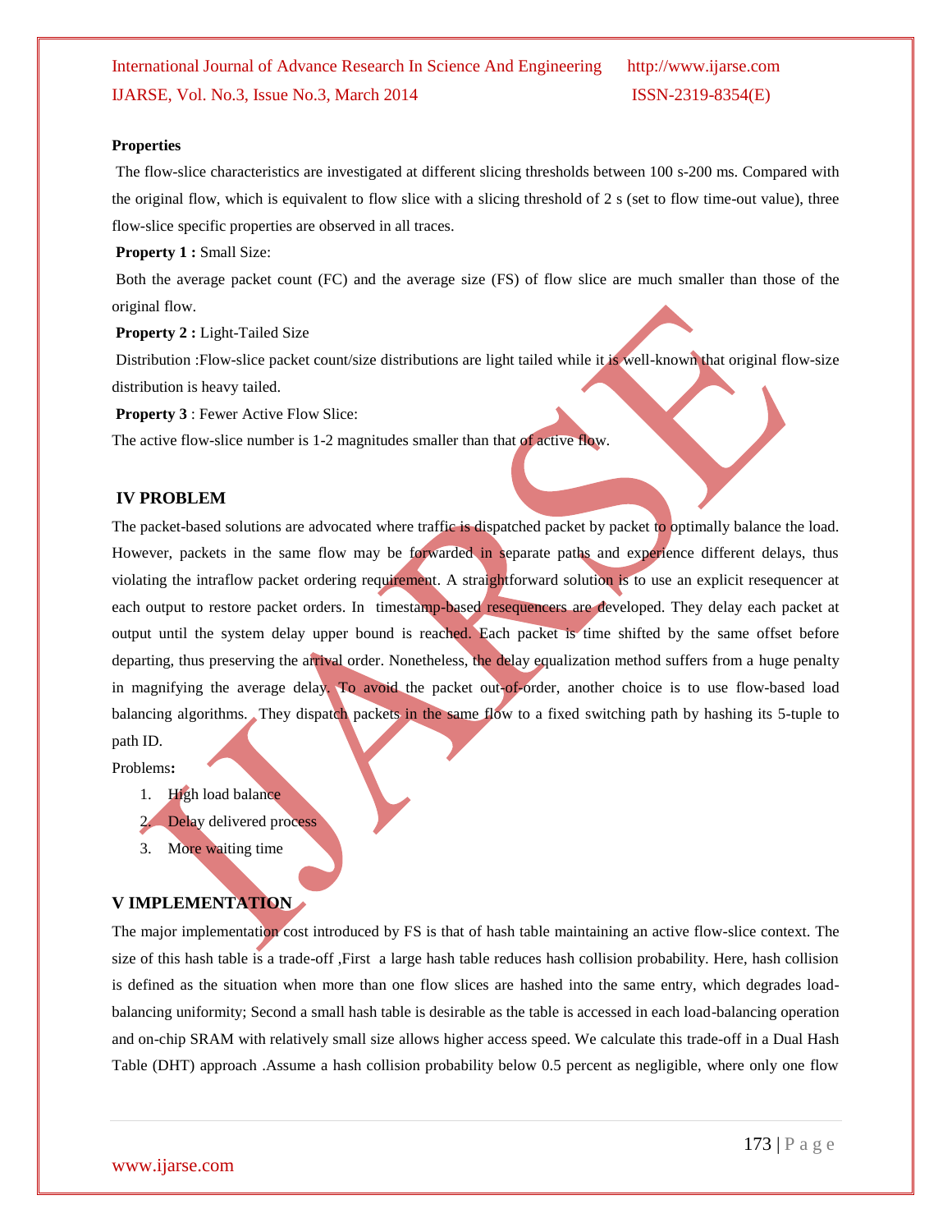**Properties**

The flow-slice characteristics are investigated at different slicing thresholds between 100 s-200 ms. Compared with the original flow, which is equivalent to flow slice with a slicing threshold of 2 s (set to flow time-out value), three flow-slice specific properties are observed in all traces.

**Property 1 :** Small Size:

Both the average packet count (FC) and the average size (FS) of flow slice are much smaller than those of the original flow.

**Property 2 :** Light-Tailed Size

Distribution :Flow-slice packet count/size distributions are light tailed while it is well-known that original flow-size distribution is heavy tailed.

**Property 3** : Fewer Active Flow Slice:

The active flow-slice number is 1-2 magnitudes smaller than that of active flow.

## IV PROBLEM

The packet-based solutions are advocated where traffic is dispatched packet by packet to optimally balance the load. However, packets in the same flow may be forwarded in separate paths and experience different delays, thus violating the intraflow packet ordering requirement. A straightforward solution is to use an explicit resequencer at each output to restore packet orders. In timestamp-based resequencers are developed. They delay each packet at output until the system delay upper bound is reached. Each packet is time shifted by the same offset before departing, thus preserving the arrival order. Nonetheless, the delay equalization method suffers from a huge penalty in magnifying the average delay. To avoid the packet out-of-order, another choice is to use flow-based load balancing algorithms. They dispatch packets in the same flow to a fixed switching path by hashing its 5-tuple to path ID.

Problems**:**

1. High load balance
2. Delay delivered process
3. More waiting time

## V IMPLEMENTATION

The major implementation cost introduced by FS is that of hash table maintaining an active flow-slice context. The size of this hash table is a trade-off ,First a large hash table reduces hash collision probability. Here, hash collision is defined as the situation when more than one flow slices are hashed into the same entry, which degrades load-balancing uniformity; Second a small hash table is desirable as the table is accessed in each load-balancing operation and on-chip SRAM with relatively small size allows higher access speed. We calculate this trade-off in a Dual Hash Table (DHT) approach .Assume a hash collision probability below 0.5 percent as negligible, where only one flow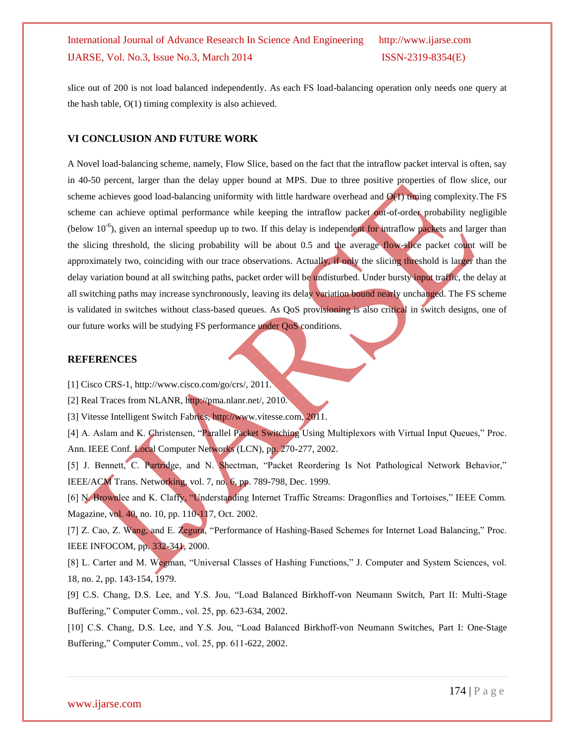slice out of 200 is not load balanced independently. As each FS load-balancing operation only needs one query at the hash table, O(1) timing complexity is also achieved.

## VI CONCLUSION AND FUTURE WORK

A Novel load-balancing scheme, namely, Flow Slice, based on the fact that the intraflow packet interval is often, say in 40-50 percent, larger than the delay upper bound at MPS. Due to three positive properties of flow slice, our scheme achieves good load-balancing uniformity with little hardware overhead and O(1) timing complexity.The FS scheme can achieve optimal performance while keeping the intraflow packet out-of-order probability negligible (below $10^{-6}$), given an internal speedup up to two. If this delay is independent for intraflow packets and larger than the slicing threshold, the slicing probability will be about 0.5 and the average flow-slice packet count will be approximately two, coinciding with our trace observations. Actually, if only the slicing threshold is larger than the delay variation bound at all switching paths, packet order will be undisturbed. Under bursty input traffic, the delay at all switching paths may increase synchronously, leaving its delay variation bound nearly unchanged. The FS scheme is validated in switches without class-based queues. As QoS provisioning is also critical in switch designs, one of our future works will be studying FS performance under QoS conditions.

## REFERENCES

[1] Cisco CRS-1, http://www.cisco.com/go/crs/, 2011.

[2] Real Traces from NLANR, http://pma.nlanr.net/, 2010.

[3] Vitesse Intelligent Switch Fabrics, http://www.vitesse.com, 2011.

[4] A. Aslam and K. Christensen, "Parallel Packet Switching Using Multiplexors with Virtual Input Queues," Proc. Ann. IEEE Conf. Local Computer Networks (LCN), pp. 270-277, 2002.

[5] J. Bennett, C. Partridge, and N. Shectman, "Packet Reordering Is Not Pathological Network Behavior," IEEE/ACM Trans. Networking, vol. 7, no. 6, pp. 789-798, Dec. 1999.

[6] N. Brownlee and K. Claffy, "Understanding Internet Traffic Streams: Dragonflies and Tortoises," IEEE Comm. Magazine, vol. 40, no. 10, pp. 110-117, Oct. 2002.

[7] Z. Cao, Z. Wang, and E. Zegura, "Performance of Hashing-Based Schemes for Internet Load Balancing," Proc. IEEE INFOCOM, pp. 332-341, 2000.

[8] L. Carter and M. Wegman, "Universal Classes of Hashing Functions," J. Computer and System Sciences, vol. 18, no. 2, pp. 143-154, 1979.

[9] C.S. Chang, D.S. Lee, and Y.S. Jou, "Load Balanced Birkhoff-von Neumann Switch, Part II: Multi-Stage Buffering," Computer Comm., vol. 25, pp. 623-634, 2002.

[10] C.S. Chang, D.S. Lee, and Y.S. Jou, "Load Balanced Birkhoff-von Neumann Switches, Part I: One-Stage Buffering," Computer Comm., vol. 25, pp. 611-622, 2002.